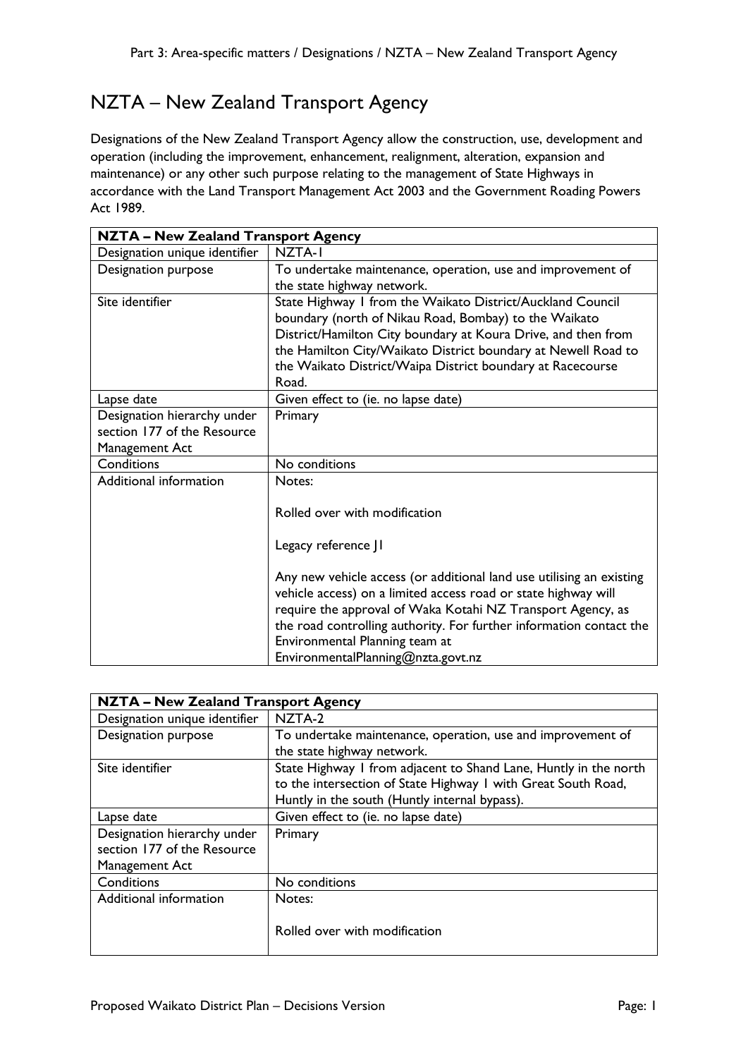# NZTA – New Zealand Transport Agency

Designations of the New Zealand Transport Agency allow the construction, use, development and operation (including the improvement, enhancement, realignment, alteration, expansion and maintenance) or any other such purpose relating to the management of State Highways in accordance with the Land Transport Management Act 2003 and the Government Roading Powers Act 1989.

| **NZTA – New Zealand Transport Agency** | |
|---|---|
| Designation unique identifier | NZTA-1 |
| Designation purpose | To undertake maintenance, operation, use and improvement of the state highway network. |
| Site identifier | State Highway 1 from the Waikato District/Auckland Council boundary (north of Nikau Road, Bombay) to the Waikato District/Hamilton City boundary at Koura Drive, and then from the Hamilton City/Waikato District boundary at Newell Road to the Waikato District/Waipa District boundary at Racecourse Road. |
| Lapse date | Given effect to (ie. no lapse date) |
| Designation hierarchy under section 177 of the Resource Management Act | Primary |
| Conditions | No conditions |
| Additional information | Notes:<br><br>Rolled over with modification<br><br>Legacy reference J1<br><br>Any new vehicle access (or additional land use utilising an existing vehicle access) on a limited access road or state highway will require the approval of Waka Kotahi NZ Transport Agency, as the road controlling authority. For further information contact the Environmental Planning team at EnvironmentalPlanning@nzta.govt.nz |

| **NZTA – New Zealand Transport Agency** | |
|---|---|
| Designation unique identifier | NZTA-2 |
| Designation purpose | To undertake maintenance, operation, use and improvement of the state highway network. |
| Site identifier | State Highway 1 from adjacent to Shand Lane, Huntly in the north to the intersection of State Highway 1 with Great South Road, Huntly in the south (Huntly internal bypass). |
| Lapse date | Given effect to (ie. no lapse date) |
| Designation hierarchy under section 177 of the Resource Management Act | Primary |
| Conditions | No conditions |
| Additional information | Notes:<br><br>Rolled over with modification |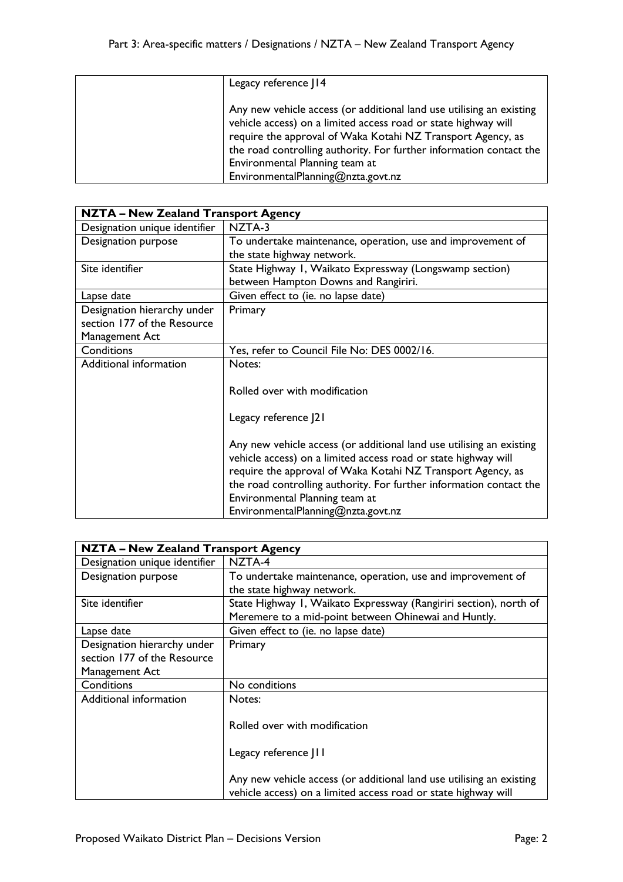| | |
|---|---|
| | Legacy reference J14<br><br>Any new vehicle access (or additional land use utilising an existing vehicle access) on a limited access road or state highway will require the approval of Waka Kotahi NZ Transport Agency, as the road controlling authority. For further information contact the Environmental Planning team at EnvironmentalPlanning@nzta.govt.nz |

| NZTA – New Zealand Transport Agency | |
|---|---|
| Designation unique identifier | NZTA-3 |
| Designation purpose | To undertake maintenance, operation, use and improvement of the state highway network. |
| Site identifier | State Highway 1, Waikato Expressway (Longswamp section) between Hampton Downs and Rangiriri. |
| Lapse date | Given effect to (ie. no lapse date) |
| Designation hierarchy under section 177 of the Resource Management Act | Primary |
| Conditions | Yes, refer to Council File No: DES 0002/16. |
| Additional information | Notes:<br><br>Rolled over with modification<br><br>Legacy reference J21<br><br>Any new vehicle access (or additional land use utilising an existing vehicle access) on a limited access road or state highway will require the approval of Waka Kotahi NZ Transport Agency, as the road controlling authority. For further information contact the Environmental Planning team at EnvironmentalPlanning@nzta.govt.nz |

| NZTA – New Zealand Transport Agency | |
|---|---|
| Designation unique identifier | NZTA-4 |
| Designation purpose | To undertake maintenance, operation, use and improvement of the state highway network. |
| Site identifier | State Highway 1, Waikato Expressway (Rangiriri section), north of Meremere to a mid-point between Ohinewai and Huntly. |
| Lapse date | Given effect to (ie. no lapse date) |
| Designation hierarchy under section 177 of the Resource Management Act | Primary |
| Conditions | No conditions |
| Additional information | Notes:<br><br>Rolled over with modification<br><br>Legacy reference J11<br><br>Any new vehicle access (or additional land use utilising an existing vehicle access) on a limited access road or state highway will |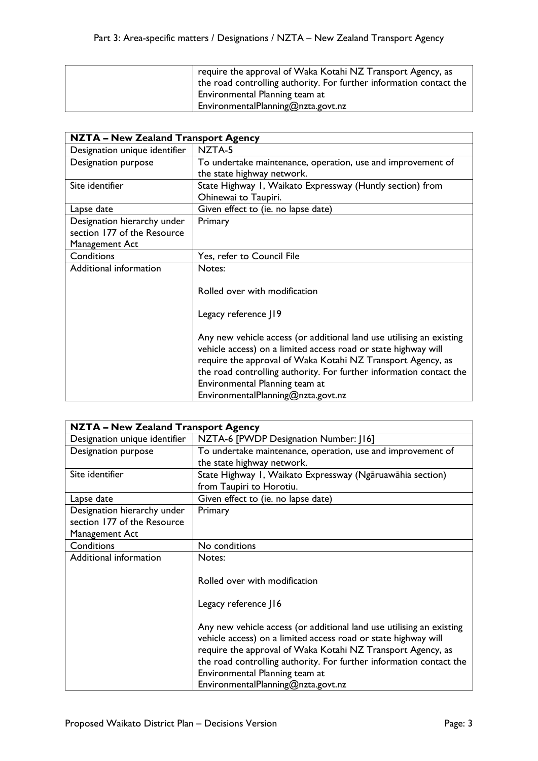| | require the approval of Waka Kotahi NZ Transport Agency, as the road controlling authority. For further information contact the Environmental Planning team at EnvironmentalPlanning@nzta.govt.nz |
|---|---|

| **NZTA – New Zealand Transport Agency** | |
|---|---|
| Designation unique identifier | NZTA-5 |
| Designation purpose | To undertake maintenance, operation, use and improvement of the state highway network. |
| Site identifier | State Highway 1, Waikato Expressway (Huntly section) from Ohinewai to Taupiri. |
| Lapse date | Given effect to (ie. no lapse date) |
| Designation hierarchy under section 177 of the Resource Management Act | Primary |
| Conditions | Yes, refer to Council File |
| Additional information | Notes:<br><br>Rolled over with modification<br><br>Legacy reference J19<br><br>Any new vehicle access (or additional land use utilising an existing vehicle access) on a limited access road or state highway will require the approval of Waka Kotahi NZ Transport Agency, as the road controlling authority. For further information contact the Environmental Planning team at EnvironmentalPlanning@nzta.govt.nz |

| **NZTA – New Zealand Transport Agency** | |
|---|---|
| Designation unique identifier | NZTA-6 [PWDP Designation Number: J16] |
| Designation purpose | To undertake maintenance, operation, use and improvement of the state highway network. |
| Site identifier | State Highway 1, Waikato Expressway (Ngāruawāhia section) from Taupiri to Horotiu. |
| Lapse date | Given effect to (ie. no lapse date) |
| Designation hierarchy under section 177 of the Resource Management Act | Primary |
| Conditions | No conditions |
| Additional information | Notes:<br><br>Rolled over with modification<br><br>Legacy reference J16<br><br>Any new vehicle access (or additional land use utilising an existing vehicle access) on a limited access road or state highway will require the approval of Waka Kotahi NZ Transport Agency, as the road controlling authority. For further information contact the Environmental Planning team at EnvironmentalPlanning@nzta.govt.nz |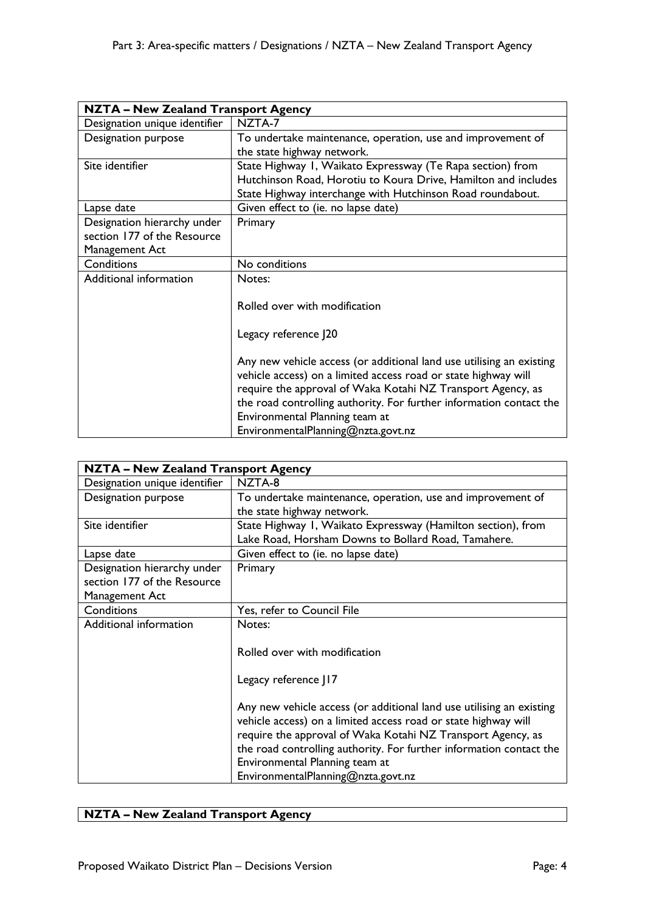| NZTA – New Zealand Transport Agency | |
|---|---|
| Designation unique identifier | NZTA-7 |
| Designation purpose | To undertake maintenance, operation, use and improvement of the state highway network. |
| Site identifier | State Highway 1, Waikato Expressway (Te Rapa section) from Hutchinson Road, Horotiu to Koura Drive, Hamilton and includes State Highway interchange with Hutchinson Road roundabout. |
| Lapse date | Given effect to (ie. no lapse date) |
| Designation hierarchy under section 177 of the Resource Management Act | Primary |
| Conditions | No conditions |
| Additional information | Notes:<br><br>Rolled over with modification<br><br>Legacy reference J20<br><br>Any new vehicle access (or additional land use utilising an existing vehicle access) on a limited access road or state highway will require the approval of Waka Kotahi NZ Transport Agency, as the road controlling authority. For further information contact the Environmental Planning team at EnvironmentalPlanning@nzta.govt.nz |

| NZTA – New Zealand Transport Agency | |
|---|---|
| Designation unique identifier | NZTA-8 |
| Designation purpose | To undertake maintenance, operation, use and improvement of the state highway network. |
| Site identifier | State Highway 1, Waikato Expressway (Hamilton section), from Lake Road, Horsham Downs to Bollard Road, Tamahere. |
| Lapse date | Given effect to (ie. no lapse date) |
| Designation hierarchy under section 177 of the Resource Management Act | Primary |
| Conditions | Yes, refer to Council File |
| Additional information | Notes:<br><br>Rolled over with modification<br><br>Legacy reference J17<br><br>Any new vehicle access (or additional land use utilising an existing vehicle access) on a limited access road or state highway will require the approval of Waka Kotahi NZ Transport Agency, as the road controlling authority. For further information contact the Environmental Planning team at EnvironmentalPlanning@nzta.govt.nz |

| NZTA – New Zealand Transport Agency |
|---|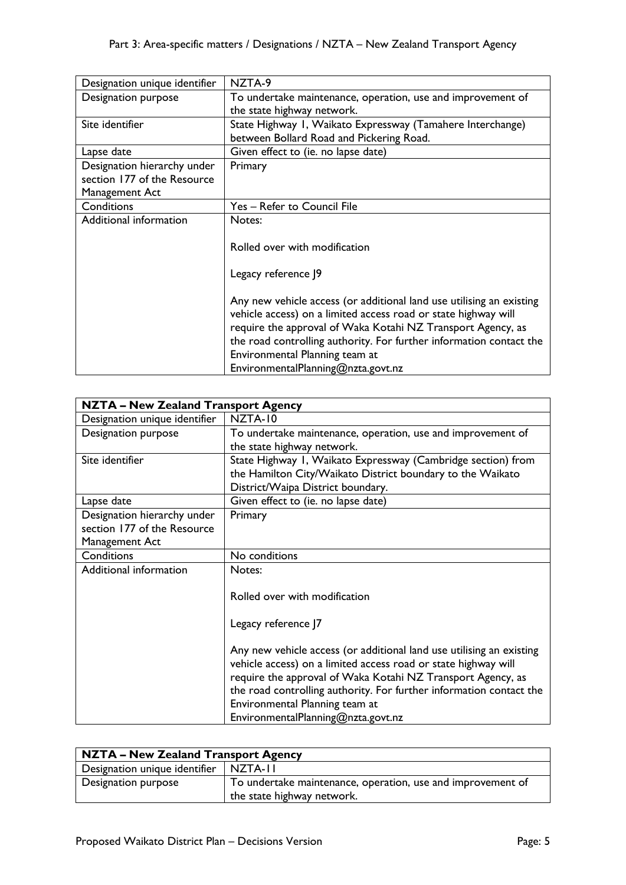| Designation unique identifier | NZTA-9 |
| --- | --- |
| Designation purpose | To undertake maintenance, operation, use and improvement of the state highway network. |
| Site identifier | State Highway 1, Waikato Expressway (Tamahere Interchange) between Bollard Road and Pickering Road. |
| Lapse date | Given effect to (ie. no lapse date) |
| Designation hierarchy under section 177 of the Resource Management Act | Primary |
| Conditions | Yes – Refer to Council File |
| Additional information | Notes:<br><br>Rolled over with modification<br><br>Legacy reference J9<br><br>Any new vehicle access (or additional land use utilising an existing vehicle access) on a limited access road or state highway will require the approval of Waka Kotahi NZ Transport Agency, as the road controlling authority. For further information contact the Environmental Planning team at EnvironmentalPlanning@nzta.govt.nz |

| **NZTA – New Zealand Transport Agency** | |
| --- | --- |
| Designation unique identifier | NZTA-10 |
| Designation purpose | To undertake maintenance, operation, use and improvement of the state highway network. |
| Site identifier | State Highway 1, Waikato Expressway (Cambridge section) from the Hamilton City/Waikato District boundary to the Waikato District/Waipa District boundary. |
| Lapse date | Given effect to (ie. no lapse date) |
| Designation hierarchy under section 177 of the Resource Management Act | Primary |
| Conditions | No conditions |
| Additional information | Notes:<br><br>Rolled over with modification<br><br>Legacy reference J7<br><br>Any new vehicle access (or additional land use utilising an existing vehicle access) on a limited access road or state highway will require the approval of Waka Kotahi NZ Transport Agency, as the road controlling authority. For further information contact the Environmental Planning team at EnvironmentalPlanning@nzta.govt.nz |

| **NZTA – New Zealand Transport Agency** | |
| --- | --- |
| Designation unique identifier | NZTA-11 |
| Designation purpose | To undertake maintenance, operation, use and improvement of the state highway network. |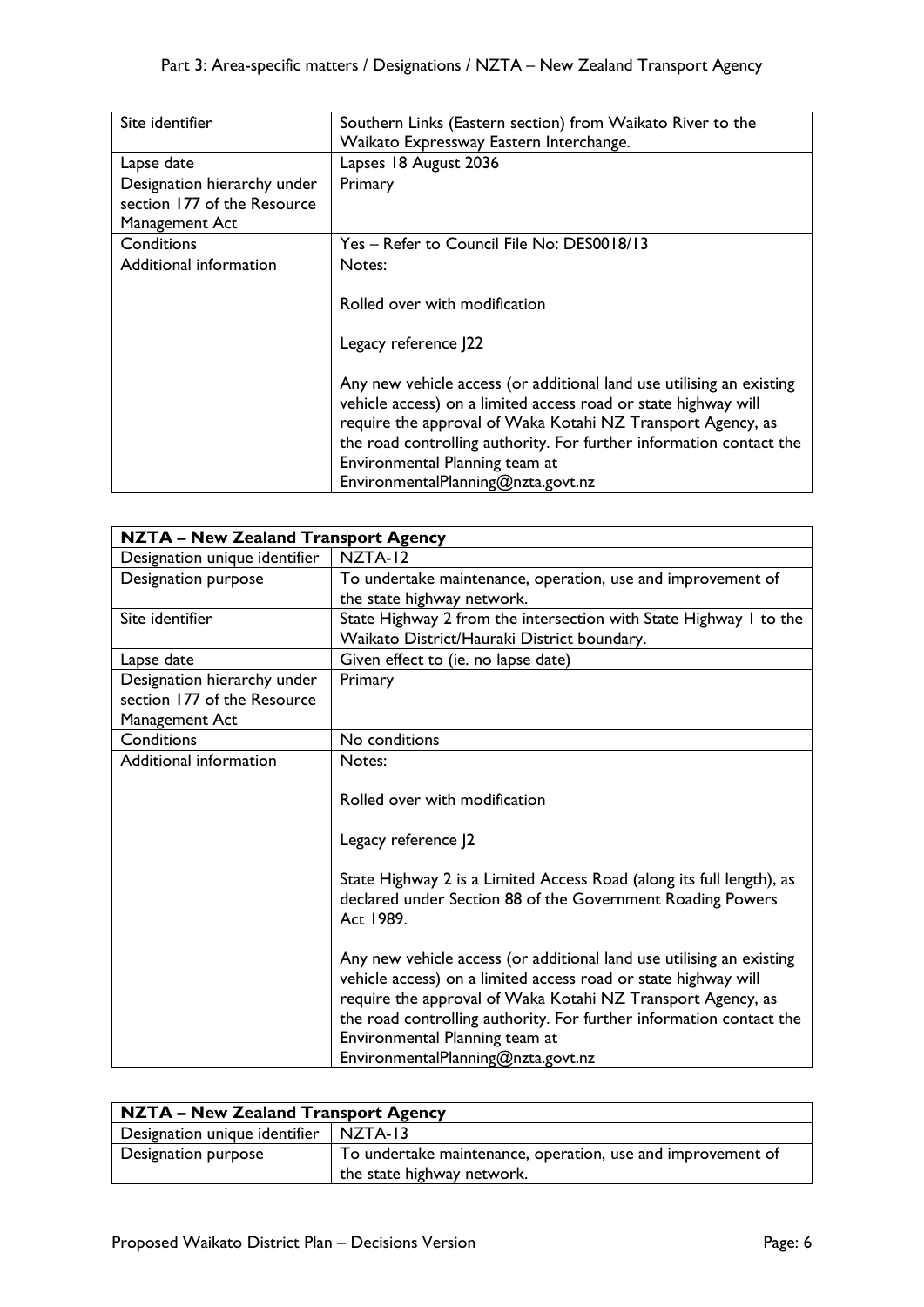| | |
|---|---|
| Site identifier | Southern Links (Eastern section) from Waikato River to the Waikato Expressway Eastern Interchange. |
| Lapse date | Lapses 18 August 2036 |
| Designation hierarchy under section 177 of the Resource Management Act | Primary |
| Conditions | Yes – Refer to Council File No: DES0018/13 |
| Additional information | Notes:<br><br>Rolled over with modification<br><br>Legacy reference J22<br><br>Any new vehicle access (or additional land use utilising an existing vehicle access) on a limited access road or state highway will require the approval of Waka Kotahi NZ Transport Agency, as the road controlling authority. For further information contact the Environmental Planning team at EnvironmentalPlanning@nzta.govt.nz |

| **NZTA – New Zealand Transport Agency** | |
|---|---|
| Designation unique identifier | NZTA-12 |
| Designation purpose | To undertake maintenance, operation, use and improvement of the state highway network. |
| Site identifier | State Highway 2 from the intersection with State Highway 1 to the Waikato District/Hauraki District boundary. |
| Lapse date | Given effect to (ie. no lapse date) |
| Designation hierarchy under section 177 of the Resource Management Act | Primary |
| Conditions | No conditions |
| Additional information | Notes:<br><br>Rolled over with modification<br><br>Legacy reference J2<br><br>State Highway 2 is a Limited Access Road (along its full length), as declared under Section 88 of the Government Roading Powers Act 1989.<br><br>Any new vehicle access (or additional land use utilising an existing vehicle access) on a limited access road or state highway will require the approval of Waka Kotahi NZ Transport Agency, as the road controlling authority. For further information contact the Environmental Planning team at EnvironmentalPlanning@nzta.govt.nz |

| **NZTA – New Zealand Transport Agency** | |
|---|---|
| Designation unique identifier | NZTA-13 |
| Designation purpose | To undertake maintenance, operation, use and improvement of the state highway network. |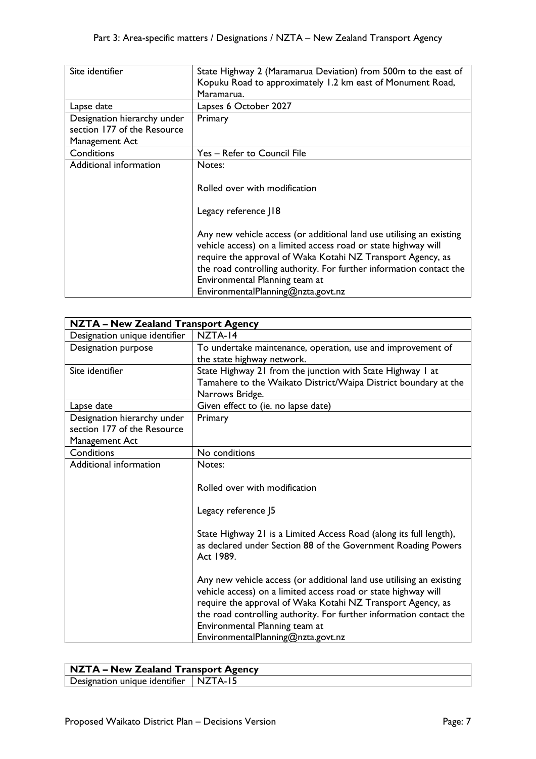| Site identifier | State Highway 2 (Maramarua Deviation) from 500m to the east of Kopuku Road to approximately 1.2 km east of Monument Road, Maramarua. |
|---|---|
| Lapse date | Lapses 6 October 2027 |
| Designation hierarchy under section 177 of the Resource Management Act | Primary |
| Conditions | Yes – Refer to Council File |
| Additional information | Notes:<br><br>Rolled over with modification<br><br>Legacy reference J18<br><br>Any new vehicle access (or additional land use utilising an existing vehicle access) on a limited access road or state highway will require the approval of Waka Kotahi NZ Transport Agency, as the road controlling authority. For further information contact the Environmental Planning team at EnvironmentalPlanning@nzta.govt.nz |

| **NZTA – New Zealand Transport Agency** | |
|---|---|
| Designation unique identifier | NZTA-14 |
| Designation purpose | To undertake maintenance, operation, use and improvement of the state highway network. |
| Site identifier | State Highway 21 from the junction with State Highway 1 at Tamahere to the Waikato District/Waipa District boundary at the Narrows Bridge. |
| Lapse date | Given effect to (ie. no lapse date) |
| Designation hierarchy under section 177 of the Resource Management Act | Primary |
| Conditions | No conditions |
| Additional information | Notes:<br><br>Rolled over with modification<br><br>Legacy reference J5<br><br>State Highway 21 is a Limited Access Road (along its full length), as declared under Section 88 of the Government Roading Powers Act 1989.<br><br>Any new vehicle access (or additional land use utilising an existing vehicle access) on a limited access road or state highway will require the approval of Waka Kotahi NZ Transport Agency, as the road controlling authority. For further information contact the Environmental Planning team at EnvironmentalPlanning@nzta.govt.nz |

| **NZTA – New Zealand Transport Agency** | |
|---|---|
| Designation unique identifier | NZTA-15 |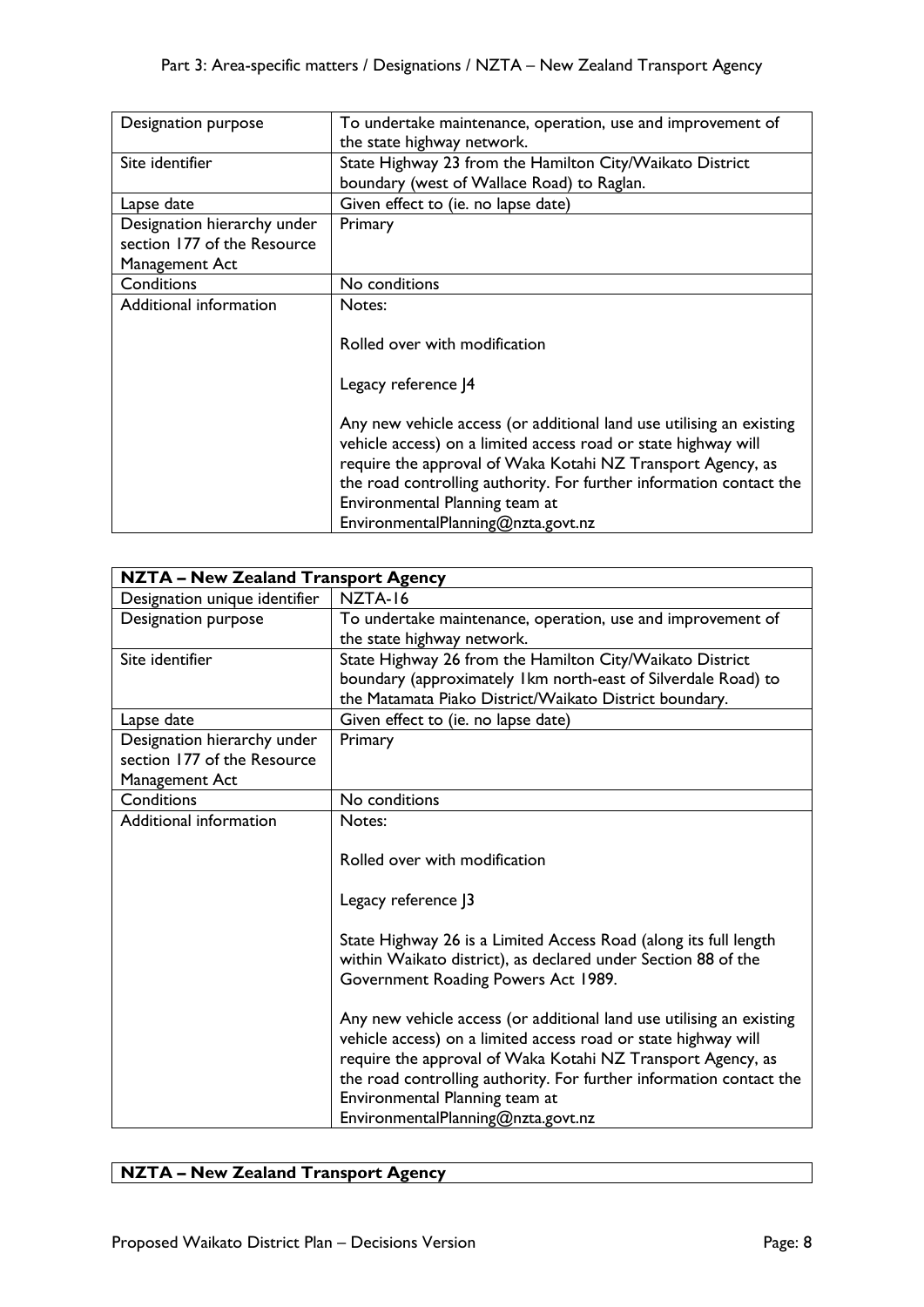| Designation purpose | To undertake maintenance, operation, use and improvement of the state highway network. |
| --- | --- |
| Site identifier | State Highway 23 from the Hamilton City/Waikato District boundary (west of Wallace Road) to Raglan. |
| Lapse date | Given effect to (ie. no lapse date) |
| Designation hierarchy under section 177 of the Resource Management Act | Primary |
| Conditions | No conditions |
| Additional information | Notes:<br><br>Rolled over with modification<br><br>Legacy reference J4<br><br>Any new vehicle access (or additional land use utilising an existing vehicle access) on a limited access road or state highway will require the approval of Waka Kotahi NZ Transport Agency, as the road controlling authority. For further information contact the Environmental Planning team at EnvironmentalPlanning@nzta.govt.nz |

| **NZTA – New Zealand Transport Agency** | |
| --- | --- |
| Designation unique identifier | NZTA-16 |
| Designation purpose | To undertake maintenance, operation, use and improvement of the state highway network. |
| Site identifier | State Highway 26 from the Hamilton City/Waikato District boundary (approximately 1km north-east of Silverdale Road) to the Matamata Piako District/Waikato District boundary. |
| Lapse date | Given effect to (ie. no lapse date) |
| Designation hierarchy under section 177 of the Resource Management Act | Primary |
| Conditions | No conditions |
| Additional information | Notes:<br><br>Rolled over with modification<br><br>Legacy reference J3<br><br>State Highway 26 is a Limited Access Road (along its full length within Waikato district), as declared under Section 88 of the Government Roading Powers Act 1989.<br><br>Any new vehicle access (or additional land use utilising an existing vehicle access) on a limited access road or state highway will require the approval of Waka Kotahi NZ Transport Agency, as the road controlling authority. For further information contact the Environmental Planning team at EnvironmentalPlanning@nzta.govt.nz |

| **NZTA – New Zealand Transport Agency** |
| --- |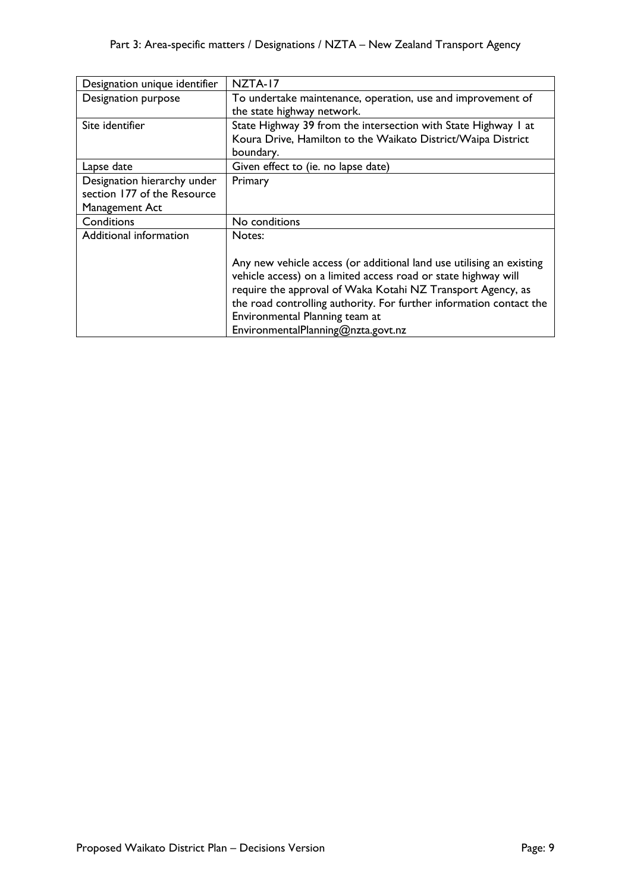| | |
|---|---|
| Designation unique identifier | NZTA-17 |
| Designation purpose | To undertake maintenance, operation, use and improvement of the state highway network. |
| Site identifier | State Highway 39 from the intersection with State Highway 1 at Koura Drive, Hamilton to the Waikato District/Waipa District boundary. |
| Lapse date | Given effect to (ie. no lapse date) |
| Designation hierarchy under section 177 of the Resource Management Act | Primary |
| Conditions | No conditions |
| Additional information | Notes:<br><br>Any new vehicle access (or additional land use utilising an existing vehicle access) on a limited access road or state highway will require the approval of Waka Kotahi NZ Transport Agency, as the road controlling authority. For further information contact the Environmental Planning team at EnvironmentalPlanning@nzta.govt.nz |